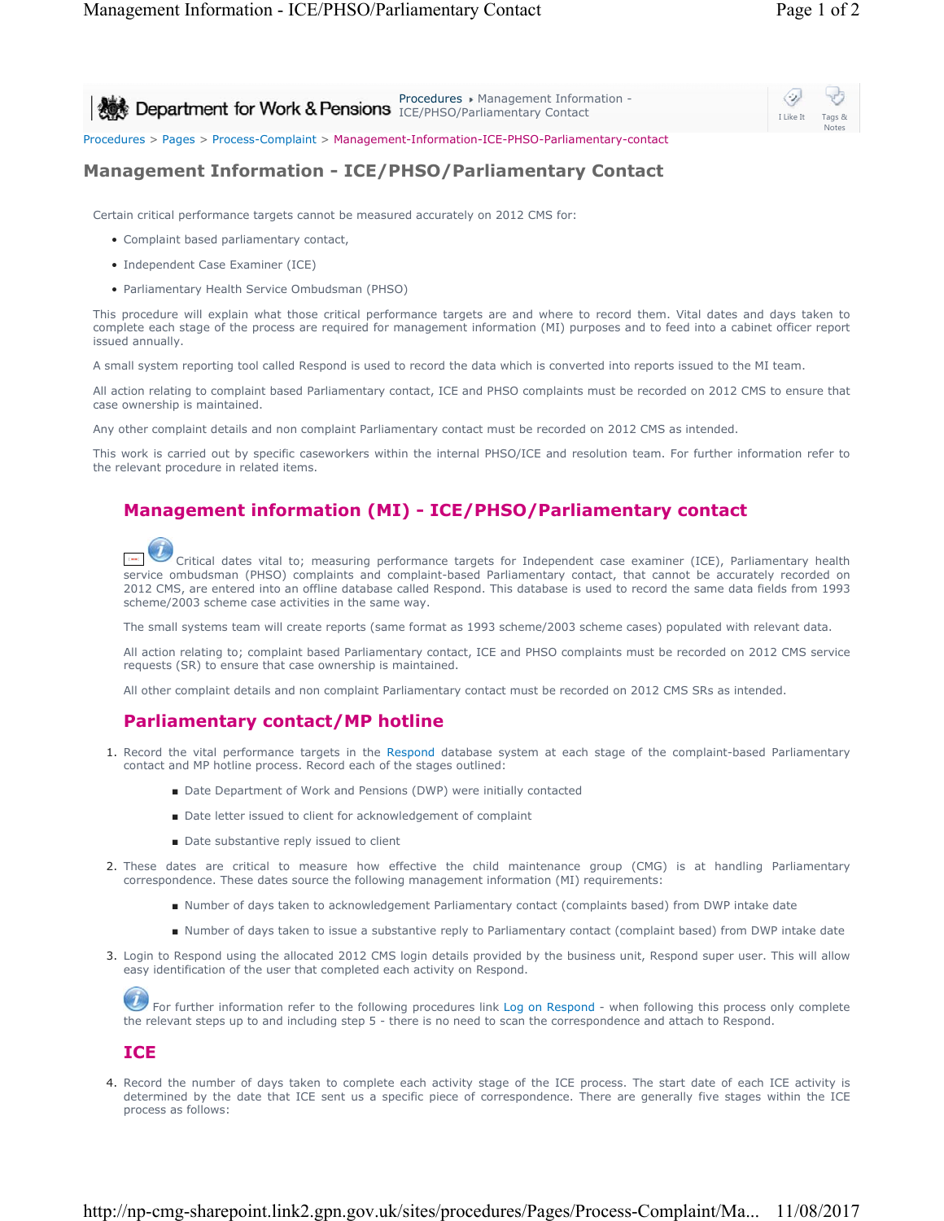Department for Work & Pensions | Procedures ▸ Management Information - ICE/PHSO/Parliamentary Contact

Procedures > Pages > Process-Complaint > Management-Information-ICE-PHSO-Parliamentary-contact

# Management Information - ICE/PHSO/Parliamentary Contact

Certain critical performance targets cannot be measured accurately on 2012 CMS for:

- Complaint based parliamentary contact,
- Independent Case Examiner (ICE)
- Parliamentary Health Service Ombudsman (PHSO)

This procedure will explain what those critical performance targets are and where to record them. Vital dates and days taken to complete each stage of the process are required for management information (MI) purposes and to feed into a cabinet officer report issued annually.

A small system reporting tool called Respond is used to record the data which is converted into reports issued to the MI team.

All action relating to complaint based Parliamentary contact, ICE and PHSO complaints must be recorded on 2012 CMS to ensure that case ownership is maintained.

Any other complaint details and non complaint Parliamentary contact must be recorded on 2012 CMS as intended.

This work is carried out by specific caseworkers within the internal PHSO/ICE and resolution team. For further information refer to the relevant procedure in related items.

## Management information (MI) - ICE/PHSO/Parliamentary contact

Critical dates vital to; measuring performance targets for Independent case examiner (ICE), Parliamentary health service ombudsman (PHSO) complaints and complaint-based Parliamentary contact, that cannot be accurately recorded on 2012 CMS, are entered into an offline database called Respond. This database is used to record the same data fields from 1993 scheme/2003 scheme case activities in the same way.

The small systems team will create reports (same format as 1993 scheme/2003 scheme cases) populated with relevant data.

All action relating to; complaint based Parliamentary contact, ICE and PHSO complaints must be recorded on 2012 CMS service requests (SR) to ensure that case ownership is maintained.

All other complaint details and non complaint Parliamentary contact must be recorded on 2012 CMS SRs as intended.

## Parliamentary contact/MP hotline

1. Record the vital performance targets in the Respond database system at each stage of the complaint-based Parliamentary contact and MP hotline process. Record each of the stages outlined:
   - Date Department of Work and Pensions (DWP) were initially contacted
   - Date letter issued to client for acknowledgement of complaint
   - Date substantive reply issued to client
2. These dates are critical to measure how effective the child maintenance group (CMG) is at handling Parliamentary correspondence. These dates source the following management information (MI) requirements:
   - Number of days taken to acknowledgement Parliamentary contact (complaints based) from DWP intake date
   - Number of days taken to issue a substantive reply to Parliamentary contact (complaint based) from DWP intake date
3. Login to Respond using the allocated 2012 CMS login details provided by the business unit, Respond super user. This will allow easy identification of the user that completed each activity on Respond.

   For further information refer to the following procedures link Log on Respond - when following this process only complete the relevant steps up to and including step 5 - there is no need to scan the correspondence and attach to Respond.

## ICE

4. Record the number of days taken to complete each activity stage of the ICE process. The start date of each ICE activity is determined by the date that ICE sent us a specific piece of correspondence. There are generally five stages within the ICE process as follows: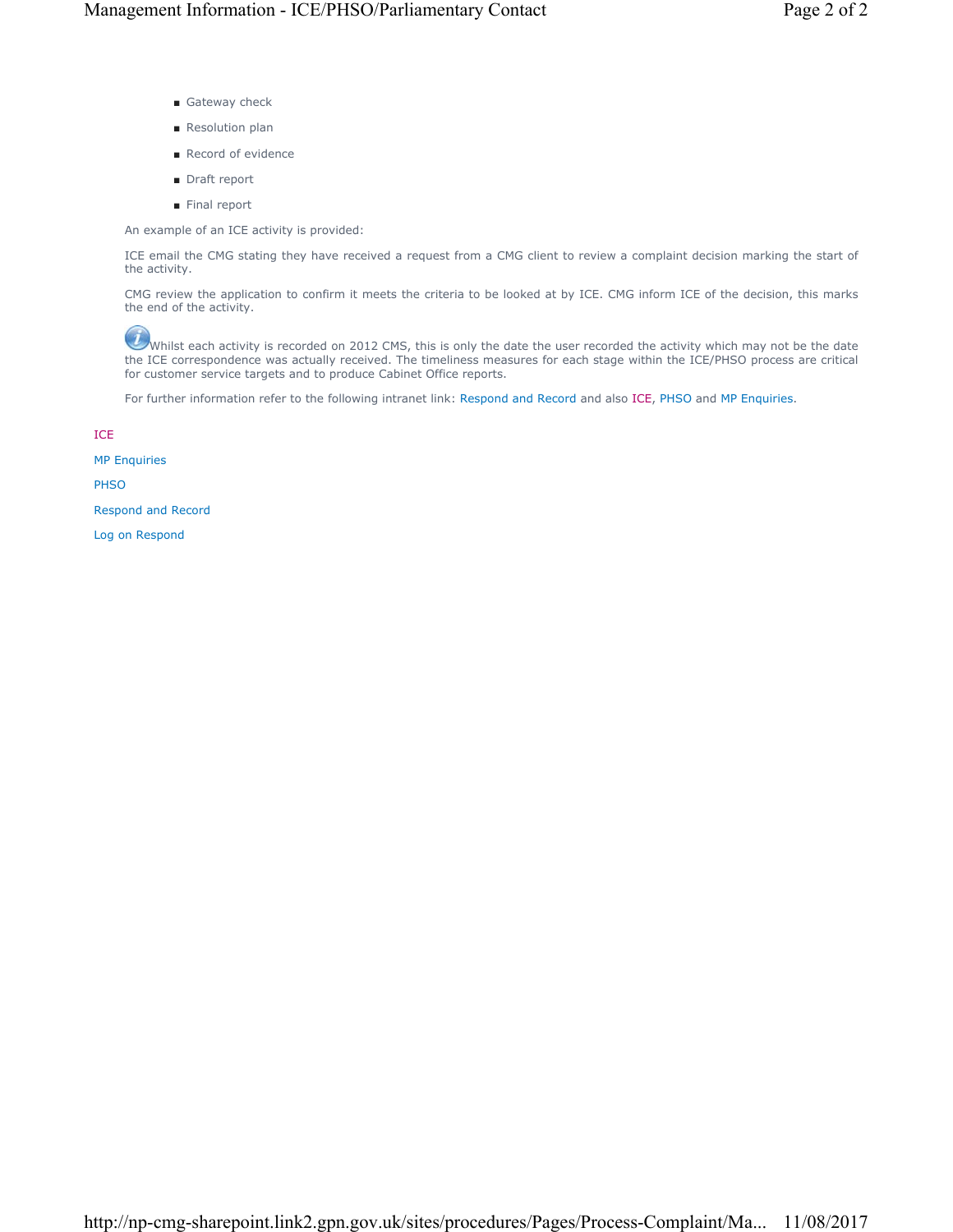- Gateway check
- Resolution plan
- Record of evidence
- Draft report
- Final report

An example of an ICE activity is provided:

ICE email the CMG stating they have received a request from a CMG client to review a complaint decision marking the start of the activity.

CMG review the application to confirm it meets the criteria to be looked at by ICE. CMG inform ICE of the decision, this marks the end of the activity.

Whilst each activity is recorded on 2012 CMS, this is only the date the user recorded the activity which may not be the date the ICE correspondence was actually received. The timeliness measures for each stage within the ICE/PHSO process are critical for customer service targets and to produce Cabinet Office reports.

For further information refer to the following intranet link: Respond and Record and also ICE, PHSO and MP Enquiries.

ICE

MP Enquiries

PHSO

Respond and Record

Log on Respond